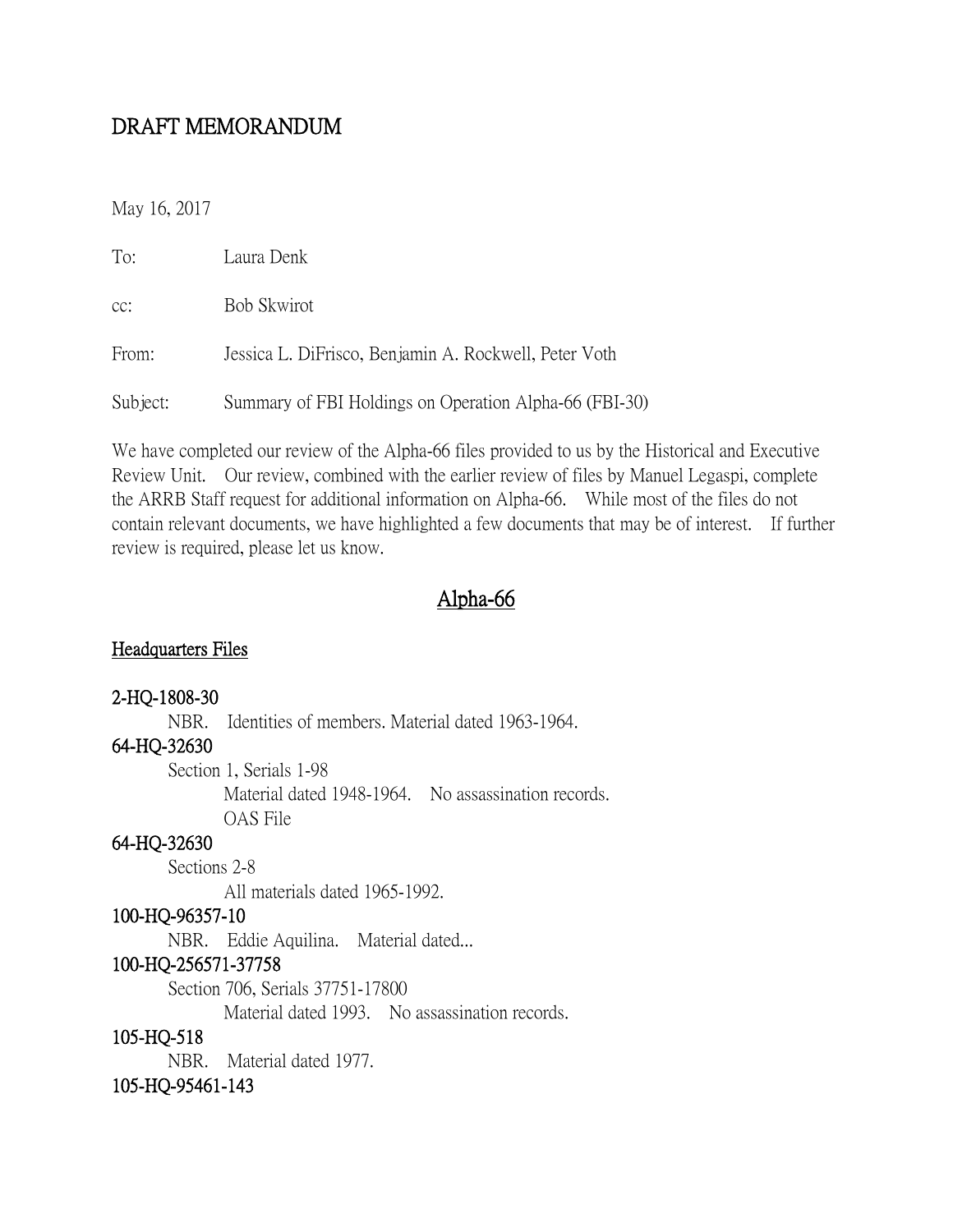# DRAFT MEMORANDUM

May 16, 2017

To: Laura Denk

cc: Bob Skwirot

From: Jessica L. DiFrisco, Benjamin A. Rockwell, Peter Voth

Subject: Summary of FBI Holdings on Operation Alpha-66 (FBI-30)

We have completed our review of the Alpha-66 files provided to us by the Historical and Executive Review Unit. Our review, combined with the earlier review of files by Manuel Legaspi, complete the ARRB Staff request for additional information on Alpha-66. While most of the files do not contain relevant documents, we have highlighted a few documents that may be of interest. If further review is required, please let us know.

## Alpha-66

### Headquarters Files

**2-HQ-1808-30**

NBR. Identities of members. Material dated 1963-1964.

**64-HQ-32630**

Section 1, Serials 1-98

Material dated 1948-1964. No assassination records.

OAS File

**64-HQ-32630**

Sections 2-8

All materials dated 1965-1992.

**100-HQ-96357-10**

NBR. Eddie Aquilina. Material dated...

**100-HQ-256571-37758**

Section 706, Serials 37751-17800

Material dated 1993. No assassination records.

**105-HQ-518**

NBR. Material dated 1977.

**105-HQ-95461-143**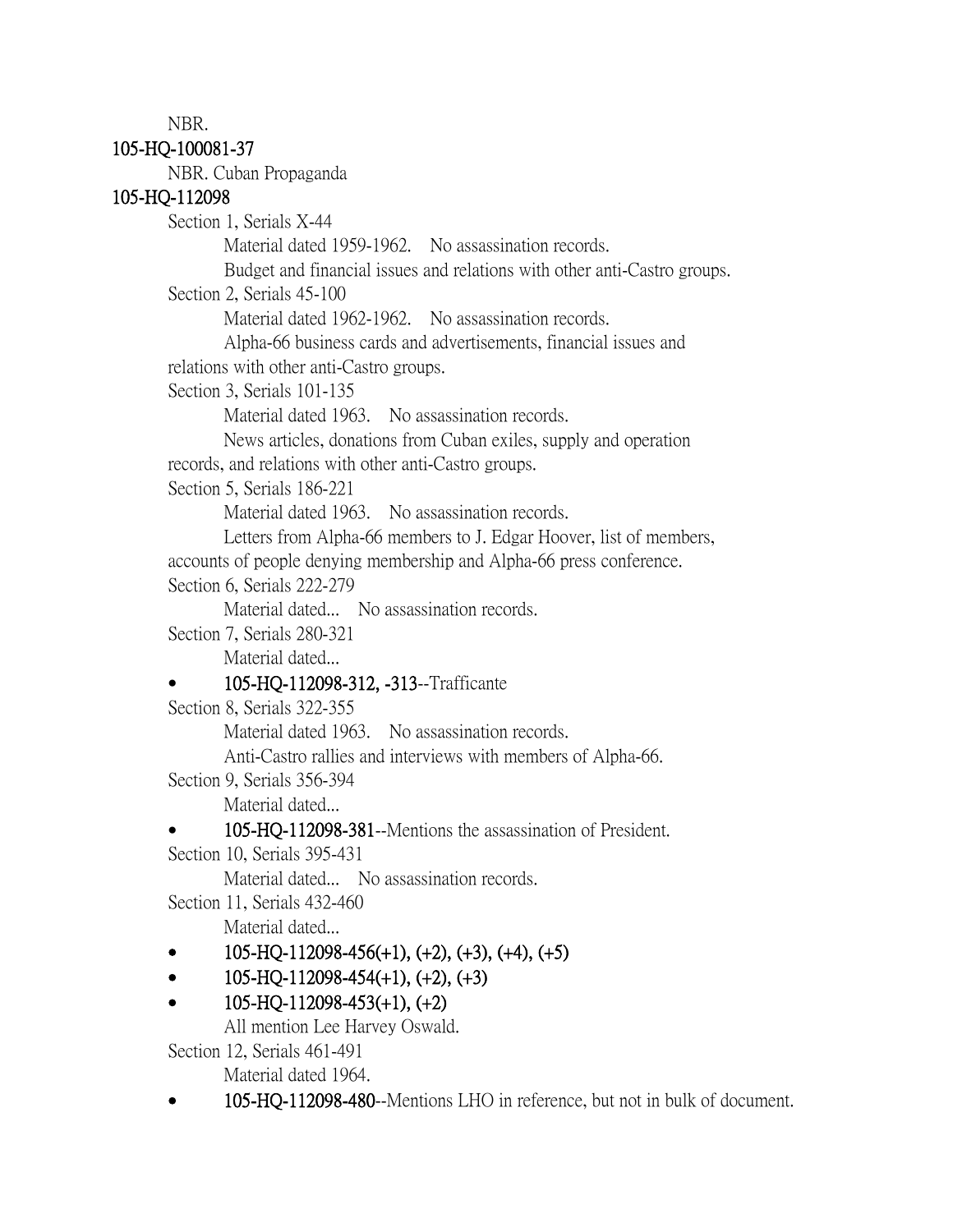NBR.

**105-HQ-100081-37**

NBR. Cuban Propaganda

**105-HQ-112098**

Section 1, Serials X-44

Material dated 1959-1962. No assassination records.

Budget and financial issues and relations with other anti-Castro groups.

Section 2, Serials 45-100

Material dated 1962-1962. No assassination records.

Alpha-66 business cards and advertisements, financial issues and relations with other anti-Castro groups.

Section 3, Serials 101-135

Material dated 1963. No assassination records.

News articles, donations from Cuban exiles, supply and operation records, and relations with other anti-Castro groups.

Section 5, Serials 186-221

Material dated 1963. No assassination records.

Letters from Alpha-66 members to J. Edgar Hoover, list of members, accounts of people denying membership and Alpha-66 press conference.

Section 6, Serials 222-279

Material dated... No assassination records.

Section 7, Serials 280-321

Material dated...

- **105-HQ-112098-312, -313**--Trafficante

Section 8, Serials 322-355

Material dated 1963. No assassination records.

Anti-Castro rallies and interviews with members of Alpha-66.

Section 9, Serials 356-394

Material dated...

- **105-HQ-112098-381**--Mentions the assassination of President.

Section 10, Serials 395-431

Material dated... No assassination records.

Section 11, Serials 432-460

Material dated...

- **105-HQ-112098-456(+1), (+2), (+3), (+4), (+5)**
- **105-HQ-112098-454(+1), (+2), (+3)**
- **105-HQ-112098-453(+1), (+2)**

All mention Lee Harvey Oswald.

Section 12, Serials 461-491

Material dated 1964.

- **105-HQ-112098-480**--Mentions LHO in reference, but not in bulk of document.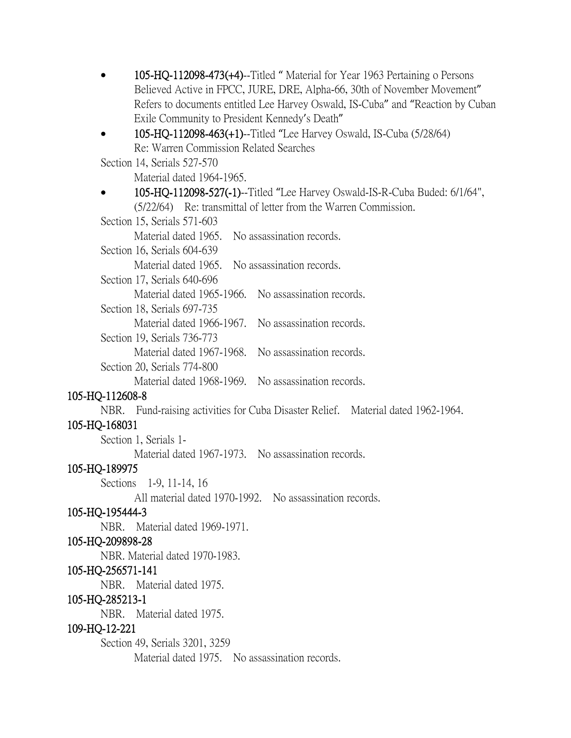- **105-HQ-112098-473(+4)**--Titled " Material for Year 1963 Pertaining o Persons Believed Active in FPCC, JURE, DRE, Alpha-66, 30th of November Movement" Refers to documents entitled Lee Harvey Oswald, IS-Cuba" and "Reaction by Cuban Exile Community to President Kennedy's Death"
- **105-HQ-112098-463(+1)**--Titled "Lee Harvey Oswald, IS-Cuba (5/28/64) Re: Warren Commission Related Searches

Section 14, Serials 527-570

Material dated 1964-1965.

- **105-HQ-112098-527(-1)**--Titled "Lee Harvey Oswald-IS-R-Cuba Buded: 6/1/64", (5/22/64) Re: transmittal of letter from the Warren Commission.

Section 15, Serials 571-603

Material dated 1965. No assassination records.

Section 16, Serials 604-639

Material dated 1965. No assassination records.

Section 17, Serials 640-696

Material dated 1965-1966. No assassination records.

Section 18, Serials 697-735

Material dated 1966-1967. No assassination records.

Section 19, Serials 736-773

Material dated 1967-1968. No assassination records.

Section 20, Serials 774-800

Material dated 1968-1969. No assassination records.

**105-HQ-112608-8**

NBR. Fund-raising activities for Cuba Disaster Relief. Material dated 1962-1964.

**105-HQ-168031**

Section 1, Serials 1-

Material dated 1967-1973. No assassination records.

**105-HQ-189975**

Sections 1-9, 11-14, 16

All material dated 1970-1992. No assassination records.

**105-HQ-195444-3**

NBR. Material dated 1969-1971.

**105-HQ-209898-28**

NBR. Material dated 1970-1983.

**105-HQ-256571-141**

NBR. Material dated 1975.

**105-HQ-285213-1**

NBR. Material dated 1975.

**109-HQ-12-221**

Section 49, Serials 3201, 3259

Material dated 1975. No assassination records.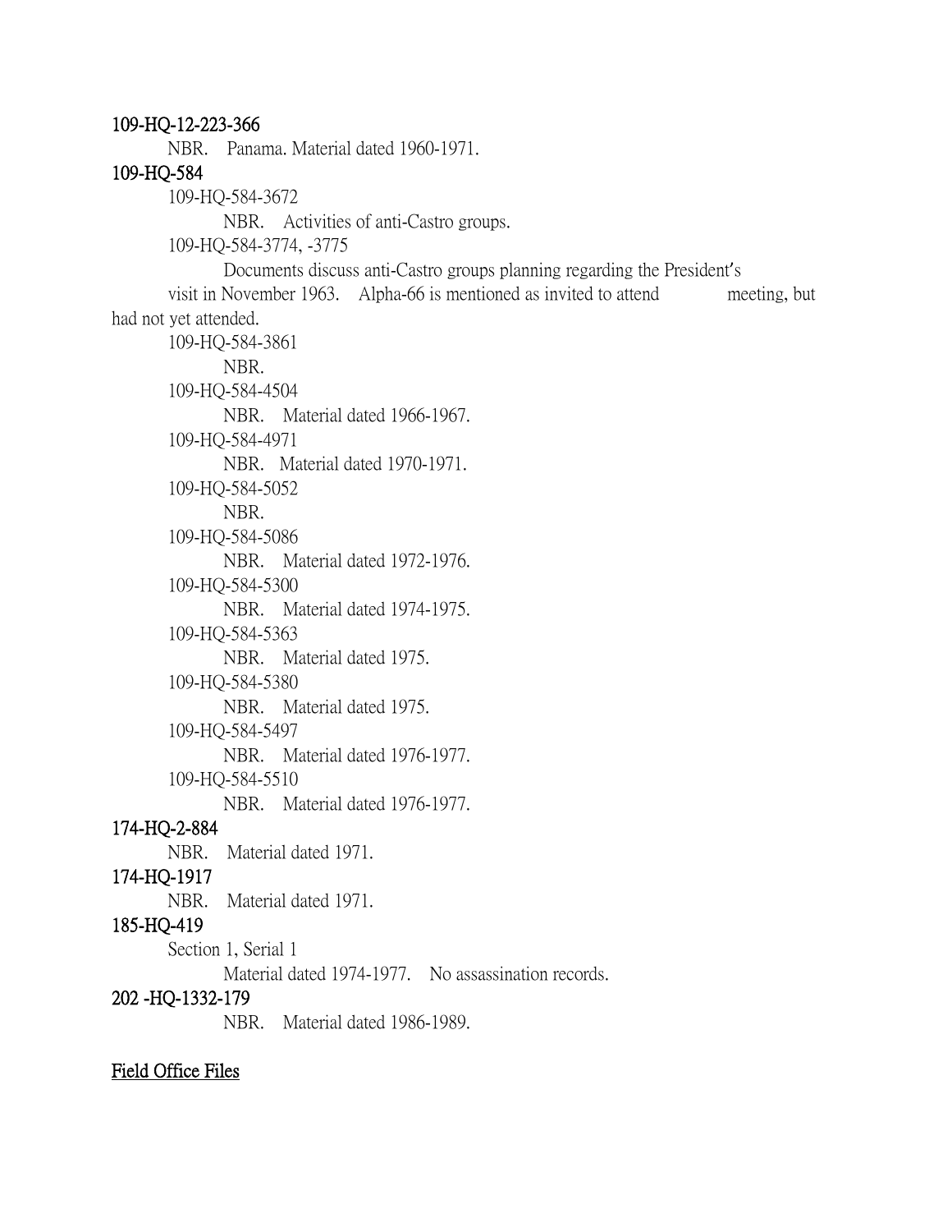**109-HQ-12-223-366**

NBR. Panama. Material dated 1960-1971.

**109-HQ-584**

109-HQ-584-3672

NBR. Activities of anti-Castro groups.

109-HQ-584-3774, -3775

Documents discuss anti-Castro groups planning regarding the President's visit in November 1963. Alpha-66 is mentioned as invited to attend meeting, but had not yet attended.

109-HQ-584-3861

NBR.

109-HQ-584-4504

NBR. Material dated 1966-1967.

109-HQ-584-4971

NBR. Material dated 1970-1971.

109-HQ-584-5052

NBR.

109-HQ-584-5086

NBR. Material dated 1972-1976.

109-HQ-584-5300

NBR. Material dated 1974-1975.

109-HQ-584-5363

NBR. Material dated 1975.

109-HQ-584-5380

NBR. Material dated 1975.

109-HQ-584-5497

NBR. Material dated 1976-1977.

109-HQ-584-5510

NBR. Material dated 1976-1977.

**174-HQ-2-884**

NBR. Material dated 1971.

**174-HQ-1917**

NBR. Material dated 1971.

**185-HQ-419**

Section 1, Serial 1

Material dated 1974-1977. No assassination records.

**202 -HQ-1332-179**

NBR. Material dated 1986-1989.

<u>Field Office Files</u>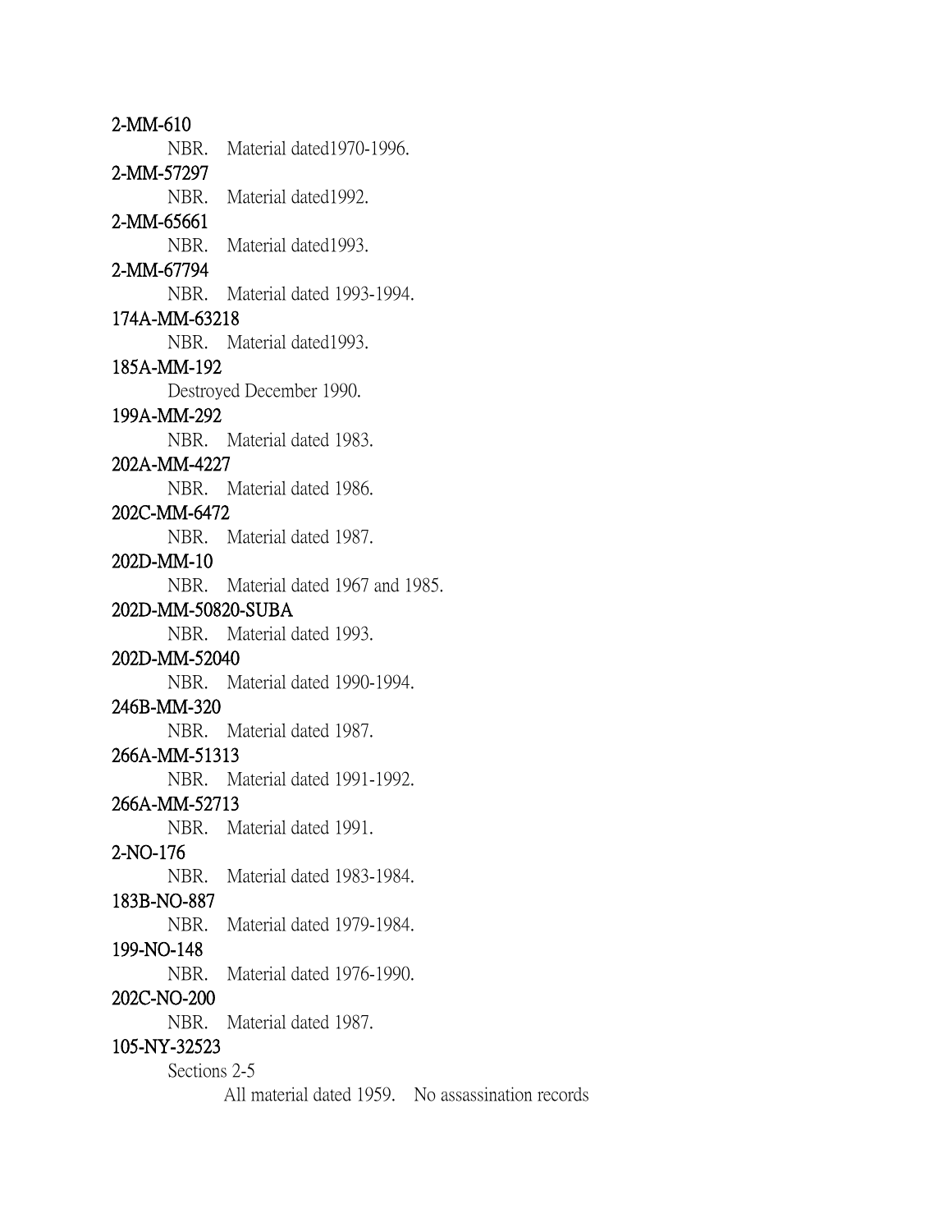**2-MM-610**

NBR. Material dated1970-1996.

**2-MM-57297**

NBR. Material dated1992.

**2-MM-65661**

NBR. Material dated1993.

**2-MM-67794**

NBR. Material dated 1993-1994.

**174A-MM-63218**

NBR. Material dated1993.

**185A-MM-192**

Destroyed December 1990.

**199A-MM-292**

NBR. Material dated 1983.

**202A-MM-4227**

NBR. Material dated 1986.

**202C-MM-6472**

NBR. Material dated 1987.

**202D-MM-10**

NBR. Material dated 1967 and 1985.

**202D-MM-50820-SUBA**

NBR. Material dated 1993.

**202D-MM-52040**

NBR. Material dated 1990-1994.

**246B-MM-320**

NBR. Material dated 1987.

**266A-MM-51313**

NBR. Material dated 1991-1992.

**266A-MM-52713**

NBR. Material dated 1991.

**2-NO-176**

NBR. Material dated 1983-1984.

**183B-NO-887**

NBR. Material dated 1979-1984.

**199-NO-148**

NBR. Material dated 1976-1990.

**202C-NO-200**

NBR. Material dated 1987.

**105-NY-32523**

Sections 2-5

All material dated 1959. No assassination records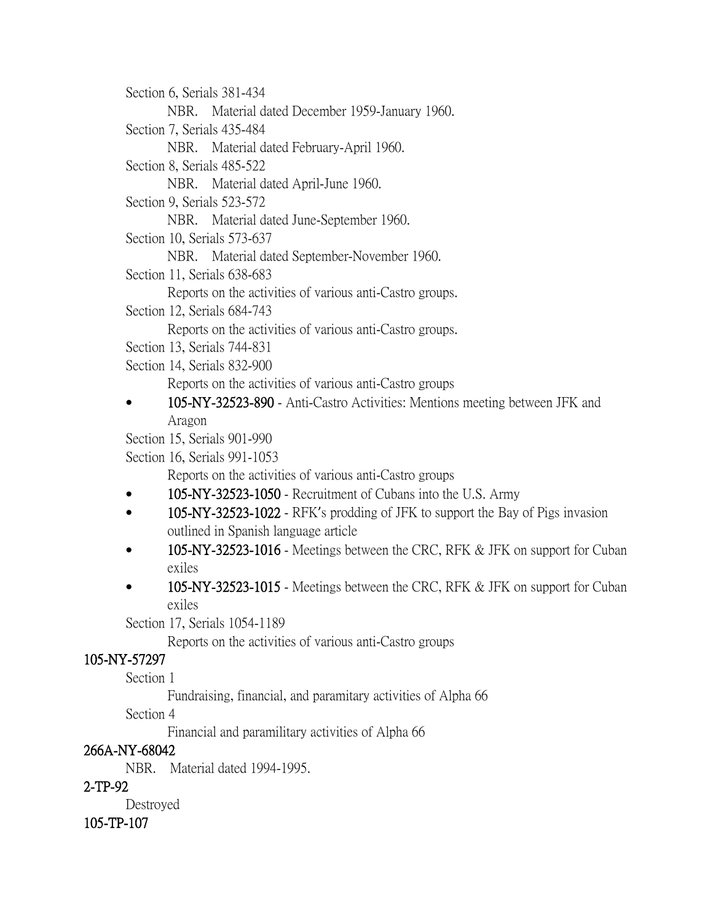Section 6, Serials 381-434

NBR. Material dated December 1959-January 1960.

Section 7, Serials 435-484

NBR. Material dated February-April 1960.

Section 8, Serials 485-522

NBR. Material dated April-June 1960.

Section 9, Serials 523-572

NBR. Material dated June-September 1960.

Section 10, Serials 573-637

NBR. Material dated September-November 1960.

Section 11, Serials 638-683

Reports on the activities of various anti-Castro groups.

Section 12, Serials 684-743

Reports on the activities of various anti-Castro groups.

Section 13, Serials 744-831

Section 14, Serials 832-900

Reports on the activities of various anti-Castro groups

- **105-NY-32523-890** - Anti-Castro Activities: Mentions meeting between JFK and Aragon

Section 15, Serials 901-990

Section 16, Serials 991-1053

Reports on the activities of various anti-Castro groups

- **105-NY-32523-1050** - Recruitment of Cubans into the U.S. Army
- **105-NY-32523-1022** - RFK's prodding of JFK to support the Bay of Pigs invasion outlined in Spanish language article
- **105-NY-32523-1016** - Meetings between the CRC, RFK & JFK on support for Cuban exiles
- **105-NY-32523-1015** - Meetings between the CRC, RFK & JFK on support for Cuban exiles

Section 17, Serials 1054-1189

Reports on the activities of various anti-Castro groups

**105-NY-57297**

Section 1

Fundraising, financial, and paramitary activities of Alpha 66

Section 4

Financial and paramilitary activities of Alpha 66

**266A-NY-68042**

NBR. Material dated 1994-1995.

**2-TP-92**

Destroyed

**105-TP-107**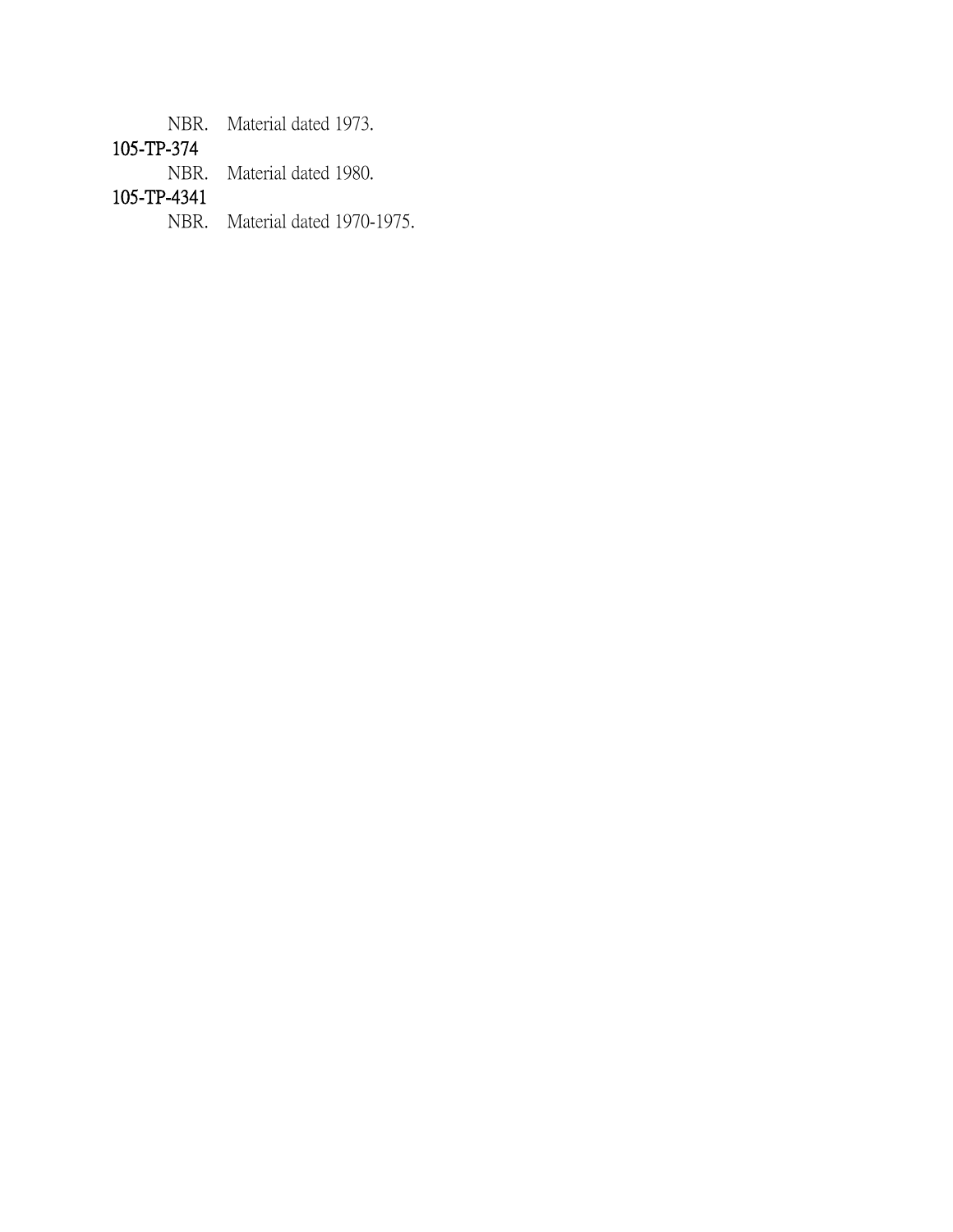NBR. Material dated 1973.

**105-TP-374**

NBR. Material dated 1980.

**105-TP-4341**

NBR. Material dated 1970-1975.